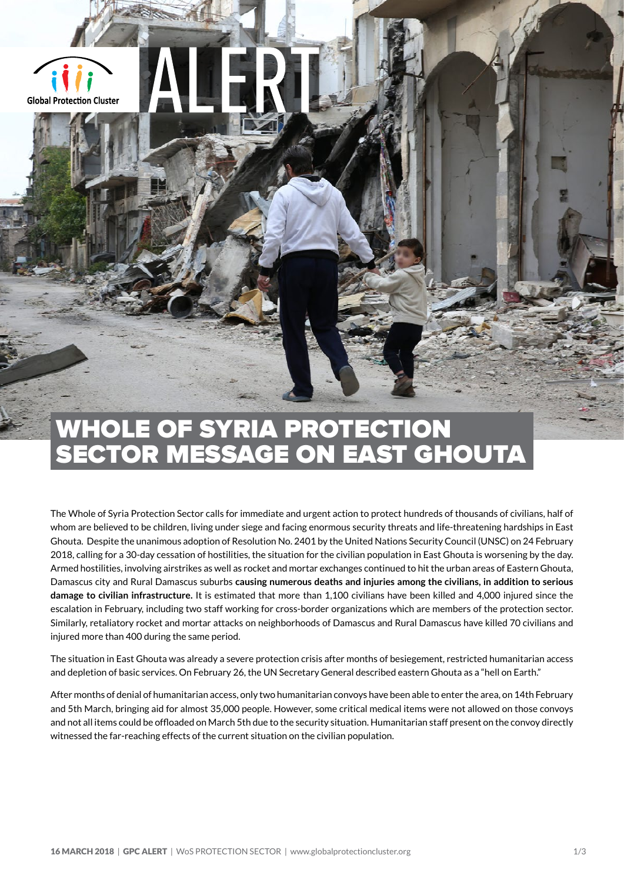Global Protection Cluster

ALERT

# WHOLE OF SYRIA PROTECTION SECTOR MESSAGE ON EAST GHOUTA

The Whole of Syria Protection Sector calls for immediate and urgent action to protect hundreds of thousands of civilians, half of whom are believed to be children, living under siege and facing enormous security threats and life-threatening hardships in East Ghouta. Despite the unanimous adoption of Resolution No. 2401 by the United Nations Security Council (UNSC) on 24 February 2018, calling for a 30-day cessation of hostilities, the situation for the civilian population in East Ghouta is worsening by the day. Armed hostilities, involving airstrikes as well as rocket and mortar exchanges continued to hit the urban areas of Eastern Ghouta, Damascus city and Rural Damascus suburbs **causing numerous deaths and injuries among the civilians, in addition to serious damage to civilian infrastructure.** It is estimated that more than 1,100 civilians have been killed and 4,000 injured since the escalation in February, including two staff working for cross-border organizations which are members of the protection sector. Similarly, retaliatory rocket and mortar attacks on neighborhoods of Damascus and Rural Damascus have killed 70 civilians and injured more than 400 during the same period.

The situation in East Ghouta was already a severe protection crisis after months of besiegement, restricted humanitarian access and depletion of basic services. On February 26, the UN Secretary General described eastern Ghouta as a "hell on Earth."

After months of denial of humanitarian access, only two humanitarian convoys have been able to enter the area, on 14th February and 5th March, bringing aid for almost 35,000 people. However, some critical medical items were not allowed on those convoys and not all items could be offloaded on March 5th due to the security situation. Humanitarian staff present on the convoy directly witnessed the far-reaching effects of the current situation on the civilian population.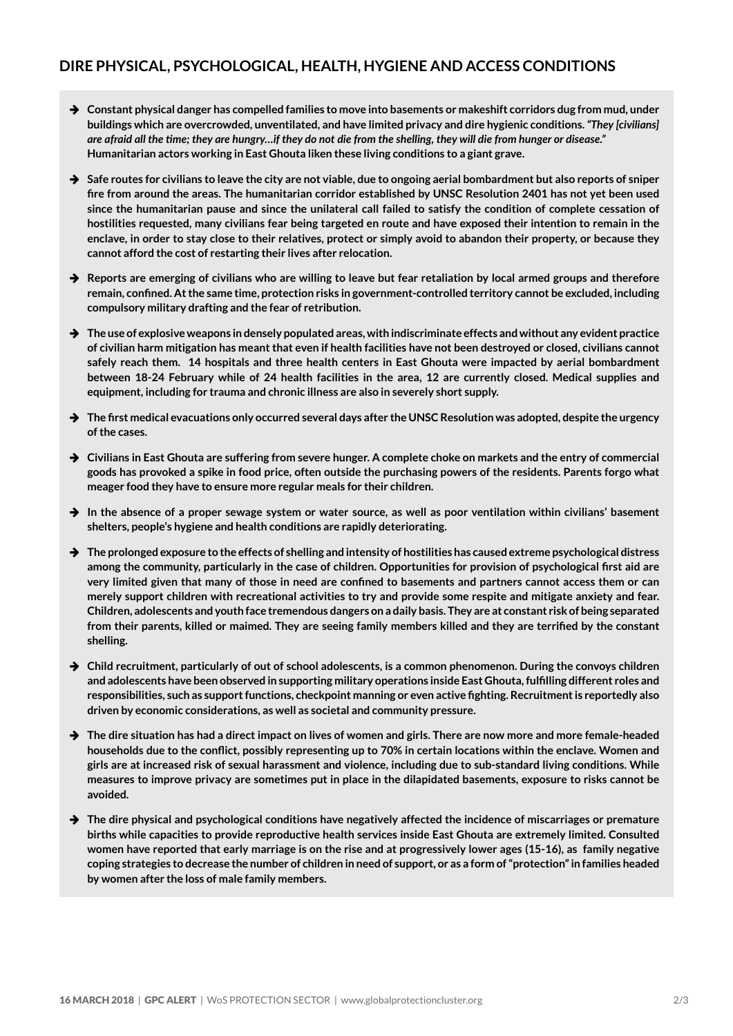## DIRE PHYSICAL, PSYCHOLOGICAL, HEALTH, HYGIENE AND ACCESS CONDITIONS

- **Constant physical danger has compelled families to move into basements or makeshift corridors dug from mud, under buildings which are overcrowded, unventilated, and have limited privacy and dire hygienic conditions. *"They [civilians] are afraid all the time; they are hungry…if they do not die from the shelling, they will die from hunger or disease."* Humanitarian actors working in East Ghouta liken these living conditions to a giant grave.**
- **Safe routes for civilians to leave the city are not viable, due to ongoing aerial bombardment but also reports of sniper fire from around the areas. The humanitarian corridor established by UNSC Resolution 2401 has not yet been used since the humanitarian pause and since the unilateral call failed to satisfy the condition of complete cessation of hostilities requested, many civilians fear being targeted en route and have exposed their intention to remain in the enclave, in order to stay close to their relatives, protect or simply avoid to abandon their property, or because they cannot afford the cost of restarting their lives after relocation.**
- **Reports are emerging of civilians who are willing to leave but fear retaliation by local armed groups and therefore remain, confined. At the same time, protection risks in government-controlled territory cannot be excluded, including compulsory military drafting and the fear of retribution.**
- **The use of explosive weapons in densely populated areas, with indiscriminate effects and without any evident practice of civilian harm mitigation has meant that even if health facilities have not been destroyed or closed, civilians cannot safely reach them. 14 hospitals and three health centers in East Ghouta were impacted by aerial bombardment between 18-24 February while of 24 health facilities in the area, 12 are currently closed. Medical supplies and equipment, including for trauma and chronic illness are also in severely short supply.**
- **The first medical evacuations only occurred several days after the UNSC Resolution was adopted, despite the urgency of the cases.**
- **Civilians in East Ghouta are suffering from severe hunger. A complete choke on markets and the entry of commercial goods has provoked a spike in food price, often outside the purchasing powers of the residents. Parents forgo what meager food they have to ensure more regular meals for their children.**
- **In the absence of a proper sewage system or water source, as well as poor ventilation within civilians' basement shelters, people's hygiene and health conditions are rapidly deteriorating.**
- **The prolonged exposure to the effects of shelling and intensity of hostilities has caused extreme psychological distress among the community, particularly in the case of children. Opportunities for provision of psychological first aid are very limited given that many of those in need are confined to basements and partners cannot access them or can merely support children with recreational activities to try and provide some respite and mitigate anxiety and fear. Children, adolescents and youth face tremendous dangers on a daily basis. They are at constant risk of being separated from their parents, killed or maimed. They are seeing family members killed and they are terrified by the constant shelling.**
- **Child recruitment, particularly of out of school adolescents, is a common phenomenon. During the convoys children and adolescents have been observed in supporting military operations inside East Ghouta, fulfilling different roles and responsibilities, such as support functions, checkpoint manning or even active fighting. Recruitment is reportedly also driven by economic considerations, as well as societal and community pressure.**
- **The dire situation has had a direct impact on lives of women and girls. There are now more and more female-headed households due to the conflict, possibly representing up to 70% in certain locations within the enclave. Women and girls are at increased risk of sexual harassment and violence, including due to sub-standard living conditions. While measures to improve privacy are sometimes put in place in the dilapidated basements, exposure to risks cannot be avoided.**
- **The dire physical and psychological conditions have negatively affected the incidence of miscarriages or premature births while capacities to provide reproductive health services inside East Ghouta are extremely limited. Consulted women have reported that early marriage is on the rise and at progressively lower ages (15-16), as family negative coping strategies to decrease the number of children in need of support, or as a form of "protection" in families headed by women after the loss of male family members.**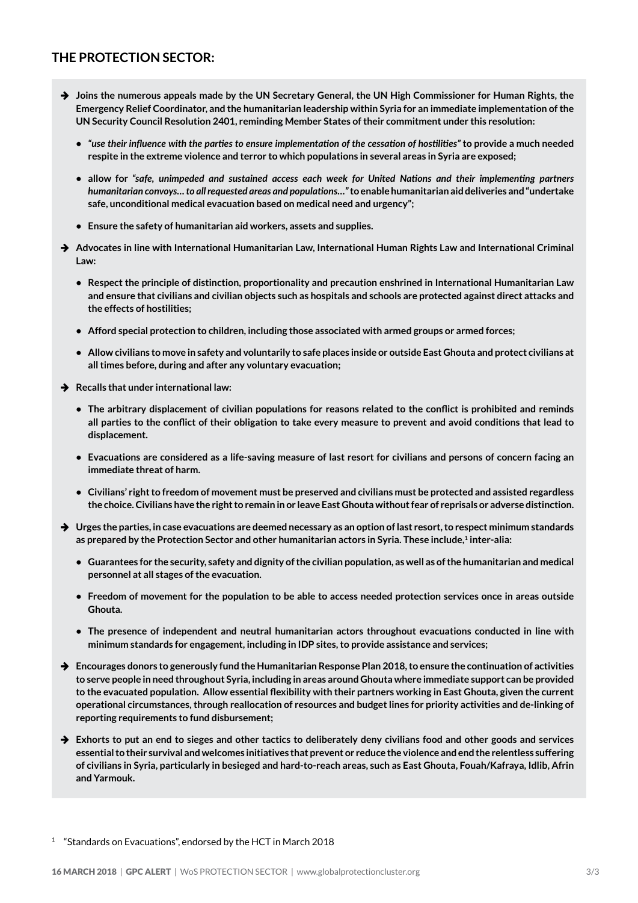## THE PROTECTION SECTOR:

- **Joins the numerous appeals made by the UN Secretary General, the UN High Commissioner for Human Rights, the Emergency Relief Coordinator, and the humanitarian leadership within Syria for an immediate implementation of the UN Security Council Resolution 2401, reminding Member States of their commitment under this resolution:**
  - ***"use their influence with the parties to ensure implementation of the cessation of hostilities"* to provide a much needed respite in the extreme violence and terror to which populations in several areas in Syria are exposed;**
  - **allow for *"safe, unimpeded and sustained access each week for United Nations and their implementing partners humanitarian convoys… to all requested areas and populations…"* to enable humanitarian aid deliveries and "undertake safe, unconditional medical evacuation based on medical need and urgency";**
  - **Ensure the safety of humanitarian aid workers, assets and supplies.**
- **Advocates in line with International Humanitarian Law, International Human Rights Law and International Criminal Law:**
  - **Respect the principle of distinction, proportionality and precaution enshrined in International Humanitarian Law and ensure that civilians and civilian objects such as hospitals and schools are protected against direct attacks and the effects of hostilities;**
  - **Afford special protection to children, including those associated with armed groups or armed forces;**
  - **Allow civilians to move in safety and voluntarily to safe places inside or outside East Ghouta and protect civilians at all times before, during and after any voluntary evacuation;**
- **Recalls that under international law:**
  - **The arbitrary displacement of civilian populations for reasons related to the conflict is prohibited and reminds all parties to the conflict of their obligation to take every measure to prevent and avoid conditions that lead to displacement.**
  - **Evacuations are considered as a life-saving measure of last resort for civilians and persons of concern facing an immediate threat of harm.**
  - **Civilians' right to freedom of movement must be preserved and civilians must be protected and assisted regardless the choice. Civilians have the right to remain in or leave East Ghouta without fear of reprisals or adverse distinction.**
- **Urges the parties, in case evacuations are deemed necessary as an option of last resort, to respect minimum standards as prepared by the Protection Sector and other humanitarian actors in Syria. These include,[1] inter-alia:**
  - **Guarantees for the security, safety and dignity of the civilian population, as well as of the humanitarian and medical personnel at all stages of the evacuation.**
  - **Freedom of movement for the population to be able to access needed protection services once in areas outside Ghouta.**
  - **The presence of independent and neutral humanitarian actors throughout evacuations conducted in line with minimum standards for engagement, including in IDP sites, to provide assistance and services;**
- **Encourages donors to generously fund the Humanitarian Response Plan 2018, to ensure the continuation of activities to serve people in need throughout Syria, including in areas around Ghouta where immediate support can be provided to the evacuated population. Allow essential flexibility with their partners working in East Ghouta, given the current operational circumstances, through reallocation of resources and budget lines for priority activities and de-linking of reporting requirements to fund disbursement;**
- **Exhorts to put an end to sieges and other tactics to deliberately deny civilians food and other goods and services essential to their survival and welcomes initiatives that prevent or reduce the violence and end the relentless suffering of civilians in Syria, particularly in besieged and hard-to-reach areas, such as East Ghouta, Fouah/Kafraya, Idlib, Afrin and Yarmouk.**

[1] "Standards on Evacuations", endorsed by the HCT in March 2018